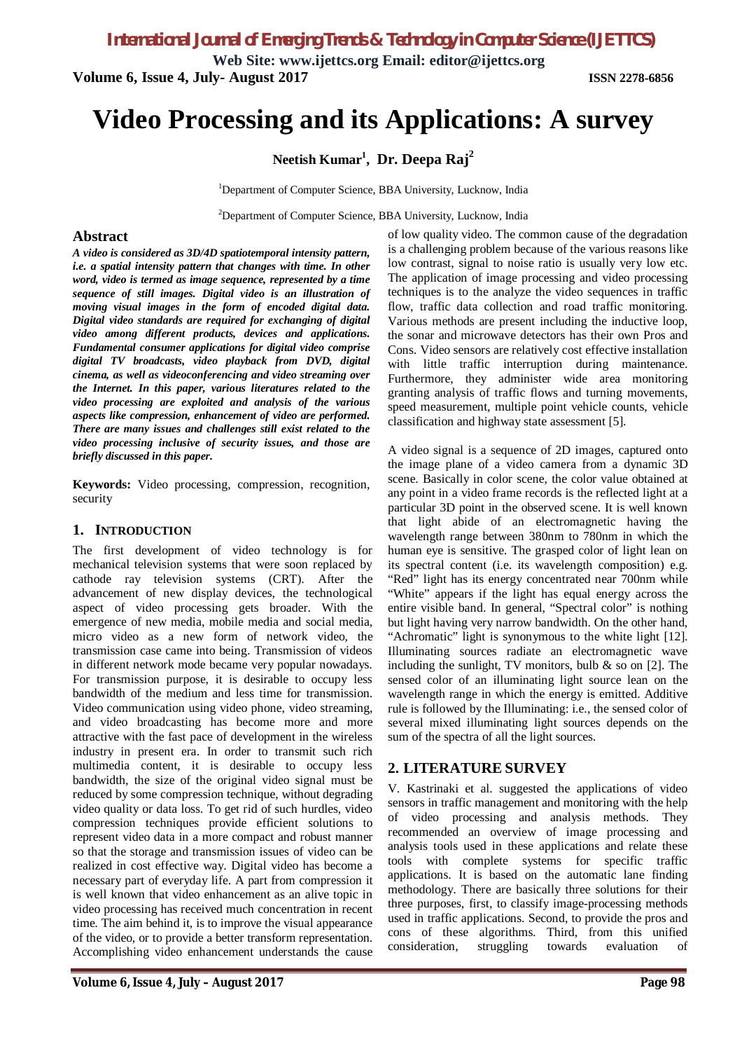# Video Processing and its Applications: A survey

**Neetish Kumar[1], Dr. Deepa Raj[2]**

[1]Department of Computer Science, BBA University, Lucknow, India

[2]Department of Computer Science, BBA University, Lucknow, India

## Abstract

***A video is considered as 3D/4D spatiotemporal intensity pattern, i.e. a spatial intensity pattern that changes with time. In other word, video is termed as image sequence, represented by a time sequence of still images. Digital video is an illustration of moving visual images in the form of encoded digital data. Digital video standards are required for exchanging of digital video among different products, devices and applications. Fundamental consumer applications for digital video comprise digital TV broadcasts, video playback from DVD, digital cinema, as well as videoconferencing and video streaming over the Internet. In this paper, various literatures related to the video processing are exploited and analysis of the various aspects like compression, enhancement of video are performed. There are many issues and challenges still exist related to the video processing inclusive of security issues, and those are briefly discussed in this paper.***

**Keywords:** Video processing, compression, recognition, security

## 1. INTRODUCTION

The first development of video technology is for mechanical television systems that were soon replaced by cathode ray television systems (CRT). After the advancement of new display devices, the technological aspect of video processing gets broader. With the emergence of new media, mobile media and social media, micro video as a new form of network video, the transmission case came into being. Transmission of videos in different network mode became very popular nowadays. For transmission purpose, it is desirable to occupy less bandwidth of the medium and less time for transmission. Video communication using video phone, video streaming, and video broadcasting has become more and more attractive with the fast pace of development in the wireless industry in present era. In order to transmit such rich multimedia content, it is desirable to occupy less bandwidth, the size of the original video signal must be reduced by some compression technique, without degrading video quality or data loss. To get rid of such hurdles, video compression techniques provide efficient solutions to represent video data in a more compact and robust manner so that the storage and transmission issues of video can be realized in cost effective way. Digital video has become a necessary part of everyday life. A part from compression it is well known that video enhancement as an alive topic in video processing has received much concentration in recent time. The aim behind it, is to improve the visual appearance of the video, or to provide a better transform representation. Accomplishing video enhancement understands the cause of low quality video. The common cause of the degradation is a challenging problem because of the various reasons like low contrast, signal to noise ratio is usually very low etc. The application of image processing and video processing techniques is to the analyze the video sequences in traffic flow, traffic data collection and road traffic monitoring. Various methods are present including the inductive loop, the sonar and microwave detectors has their own Pros and Cons. Video sensors are relatively cost effective installation with little traffic interruption during maintenance. Furthermore, they administer wide area monitoring granting analysis of traffic flows and turning movements, speed measurement, multiple point vehicle counts, vehicle classification and highway state assessment [5].

A video signal is a sequence of 2D images, captured onto the image plane of a video camera from a dynamic 3D scene. Basically in color scene, the color value obtained at any point in a video frame records is the reflected light at a particular 3D point in the observed scene. It is well known that light abide of an electromagnetic having the wavelength range between 380nm to 780nm in which the human eye is sensitive. The grasped color of light lean on its spectral content (i.e. its wavelength composition) e.g. "Red" light has its energy concentrated near 700nm while "White" appears if the light has equal energy across the entire visible band. In general, "Spectral color" is nothing but light having very narrow bandwidth. On the other hand, "Achromatic" light is synonymous to the white light [12]. Illuminating sources radiate an electromagnetic wave including the sunlight, TV monitors, bulb & so on [2]. The sensed color of an illuminating light source lean on the wavelength range in which the energy is emitted. Additive rule is followed by the Illuminating: i.e., the sensed color of several mixed illuminating light sources depends on the sum of the spectra of all the light sources.

## 2. LITERATURE SURVEY

V. Kastrinaki et al. suggested the applications of video sensors in traffic management and monitoring with the help of video processing and analysis methods. They recommended an overview of image processing and analysis tools used in these applications and relate these tools with complete systems for specific traffic applications. It is based on the automatic lane finding methodology. There are basically three solutions for their three purposes, first, to classify image-processing methods used in traffic applications. Second, to provide the pros and cons of these algorithms. Third, from this unified consideration, struggling towards evaluation of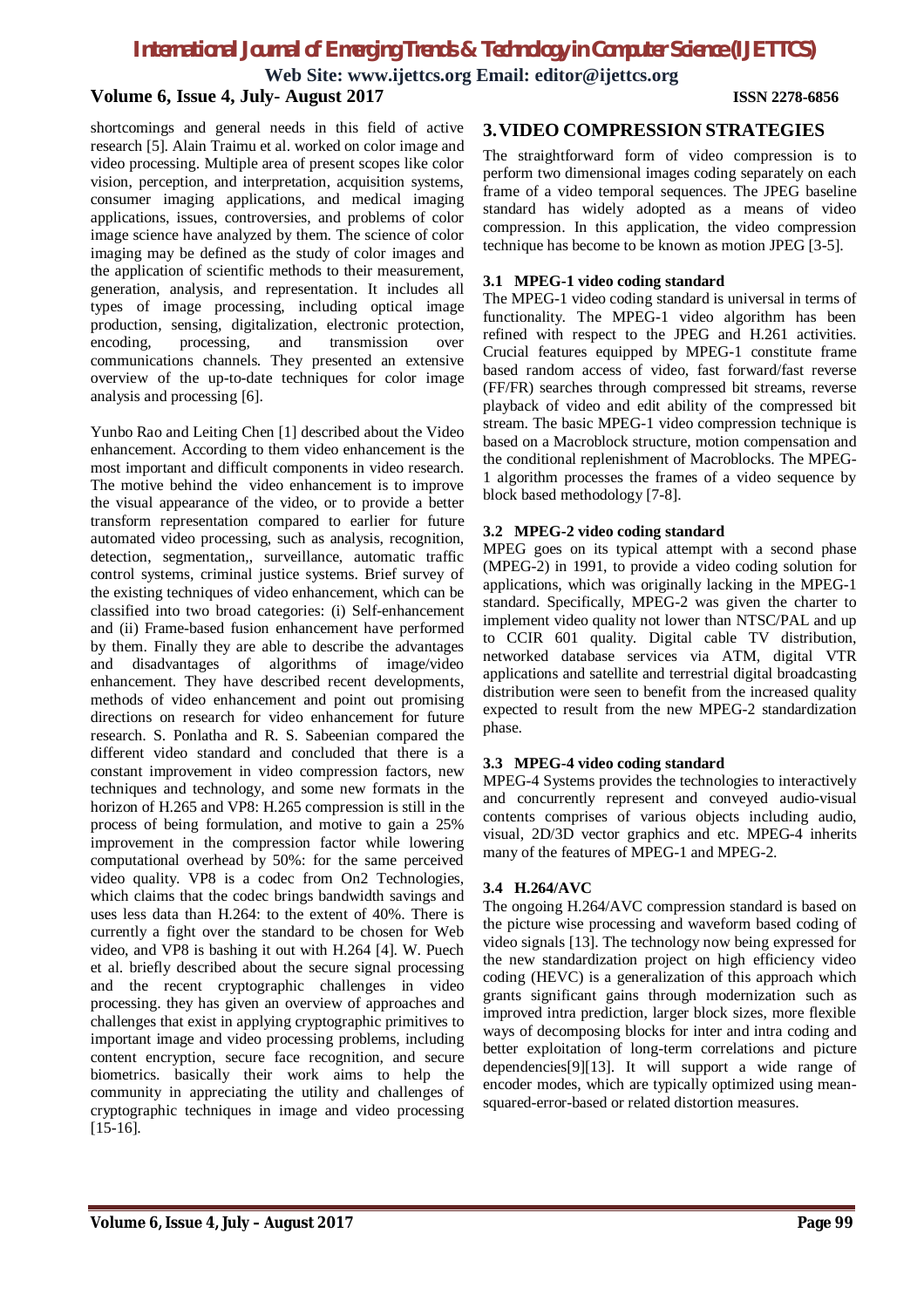shortcomings and general needs in this field of active research [5]. Alain Traimu et al. worked on color image and video processing. Multiple area of present scopes like color vision, perception, and interpretation, acquisition systems, consumer imaging applications, and medical imaging applications, issues, controversies, and problems of color image science have analyzed by them. The science of color imaging may be defined as the study of color images and the application of scientific methods to their measurement, generation, analysis, and representation. It includes all types of image processing, including optical image production, sensing, digitalization, electronic protection, encoding, processing, and transmission over communications channels. They presented an extensive overview of the up-to-date techniques for color image analysis and processing [6].

Yunbo Rao and Leiting Chen [1] described about the Video enhancement. According to them video enhancement is the most important and difficult components in video research. The motive behind the video enhancement is to improve the visual appearance of the video, or to provide a better transform representation compared to earlier for future automated video processing, such as analysis, recognition, detection, segmentation,, surveillance, automatic traffic control systems, criminal justice systems. Brief survey of the existing techniques of video enhancement, which can be classified into two broad categories: (i) Self-enhancement and (ii) Frame-based fusion enhancement have performed by them. Finally they are able to describe the advantages and disadvantages of algorithms of image/video enhancement. They have described recent developments, methods of video enhancement and point out promising directions on research for video enhancement for future research. S. Ponlatha and R. S. Sabeenian compared the different video standard and concluded that there is a constant improvement in video compression factors, new techniques and technology, and some new formats in the horizon of H.265 and VP8: H.265 compression is still in the process of being formulation, and motive to gain a 25% improvement in the compression factor while lowering computational overhead by 50%: for the same perceived video quality. VP8 is a codec from On2 Technologies, which claims that the codec brings bandwidth savings and uses less data than H.264: to the extent of 40%. There is currently a fight over the standard to be chosen for Web video, and VP8 is bashing it out with H.264 [4]. W. Puech et al. briefly described about the secure signal processing and the recent cryptographic challenges in video processing. they has given an overview of approaches and challenges that exist in applying cryptographic primitives to important image and video processing problems, including content encryption, secure face recognition, and secure biometrics. basically their work aims to help the community in appreciating the utility and challenges of cryptographic techniques in image and video processing [15-16].

## 3. VIDEO COMPRESSION STRATEGIES

The straightforward form of video compression is to perform two dimensional images coding separately on each frame of a video temporal sequences. The JPEG baseline standard has widely adopted as a means of video compression. In this application, the video compression technique has become to be known as motion JPEG [3-5].

### 3.1 MPEG-1 video coding standard

The MPEG-1 video coding standard is universal in terms of functionality. The MPEG-1 video algorithm has been refined with respect to the JPEG and H.261 activities. Crucial features equipped by MPEG-1 constitute frame based random access of video, fast forward/fast reverse (FF/FR) searches through compressed bit streams, reverse playback of video and edit ability of the compressed bit stream. The basic MPEG-1 video compression technique is based on a Macroblock structure, motion compensation and the conditional replenishment of Macroblocks. The MPEG-1 algorithm processes the frames of a video sequence by block based methodology [7-8].

### 3.2 MPEG-2 video coding standard

MPEG goes on its typical attempt with a second phase (MPEG-2) in 1991, to provide a video coding solution for applications, which was originally lacking in the MPEG-1 standard. Specifically, MPEG-2 was given the charter to implement video quality not lower than NTSC/PAL and up to CCIR 601 quality. Digital cable TV distribution, networked database services via ATM, digital VTR applications and satellite and terrestrial digital broadcasting distribution were seen to benefit from the increased quality expected to result from the new MPEG-2 standardization phase.

### 3.3 MPEG-4 video coding standard

MPEG-4 Systems provides the technologies to interactively and concurrently represent and conveyed audio-visual contents comprises of various objects including audio, visual, 2D/3D vector graphics and etc. MPEG-4 inherits many of the features of MPEG-1 and MPEG-2.

### 3.4 H.264/AVC

The ongoing H.264/AVC compression standard is based on the picture wise processing and waveform based coding of video signals [13]. The technology now being expressed for the new standardization project on high efficiency video coding (HEVC) is a generalization of this approach which grants significant gains through modernization such as improved intra prediction, larger block sizes, more flexible ways of decomposing blocks for inter and intra coding and better exploitation of long-term correlations and picture dependencies[9][13]. It will support a wide range of encoder modes, which are typically optimized using mean-squared-error-based or related distortion measures.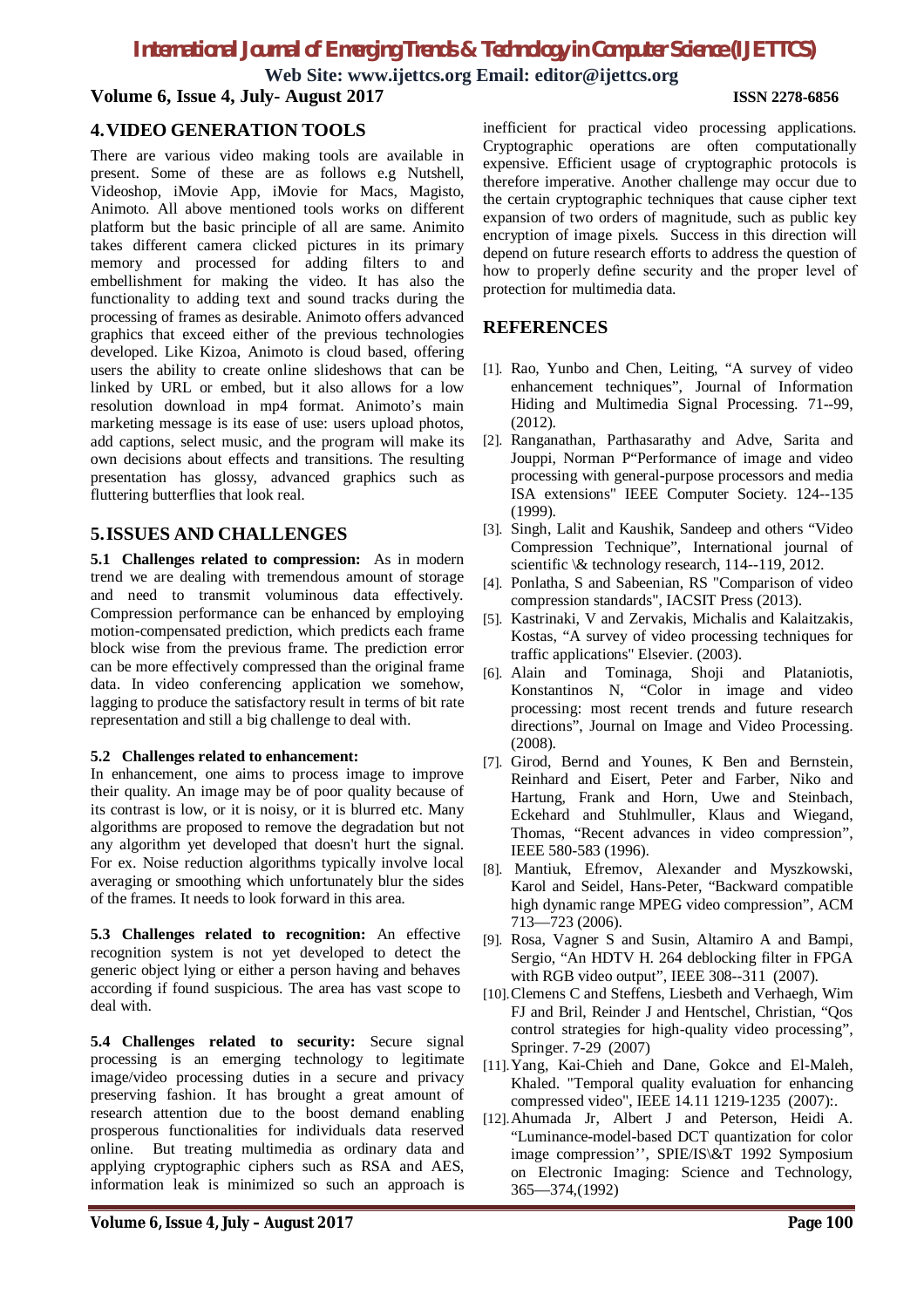## 4. VIDEO GENERATION TOOLS

There are various video making tools are available in present. Some of these are as follows e.g Nutshell, Videoshop, iMovie App, iMovie for Macs, Magisto, Animoto. All above mentioned tools works on different platform but the basic principle of all are same. Animito takes different camera clicked pictures in its primary memory and processed for adding filters to and embellishment for making the video. It has also the functionality to adding text and sound tracks during the processing of frames as desirable. Animoto offers advanced graphics that exceed either of the previous technologies developed. Like Kizoa, Animoto is cloud based, offering users the ability to create online slideshows that can be linked by URL or embed, but it also allows for a low resolution download in mp4 format. Animoto's main marketing message is its ease of use: users upload photos, add captions, select music, and the program will make its own decisions about effects and transitions. The resulting presentation has glossy, advanced graphics such as fluttering butterflies that look real.

## 5. ISSUES AND CHALLENGES

**5.1 Challenges related to compression:** As in modern trend we are dealing with tremendous amount of storage and need to transmit voluminous data effectively. Compression performance can be enhanced by employing motion-compensated prediction, which predicts each frame block wise from the previous frame. The prediction error can be more effectively compressed than the original frame data. In video conferencing application we somehow, lagging to produce the satisfactory result in terms of bit rate representation and still a big challenge to deal with.

**5.2 Challenges related to enhancement:**
In enhancement, one aims to process image to improve their quality. An image may be of poor quality because of its contrast is low, or it is noisy, or it is blurred etc. Many algorithms are proposed to remove the degradation but not any algorithm yet developed that doesn't hurt the signal. For ex. Noise reduction algorithms typically involve local averaging or smoothing which unfortunately blur the sides of the frames. It needs to look forward in this area.

**5.3 Challenges related to recognition:** An effective recognition system is not yet developed to detect the generic object lying or either a person having and behaves according if found suspicious. The area has vast scope to deal with.

**5.4 Challenges related to security:** Secure signal processing is an emerging technology to legitimate image/video processing duties in a secure and privacy preserving fashion. It has brought a great amount of research attention due to the boost demand enabling prosperous functionalities for individuals data reserved online. But treating multimedia as ordinary data and applying cryptographic ciphers such as RSA and AES, information leak is minimized so such an approach is inefficient for practical video processing applications. Cryptographic operations are often computationally expensive. Efficient usage of cryptographic protocols is therefore imperative. Another challenge may occur due to the certain cryptographic techniques that cause cipher text expansion of two orders of magnitude, such as public key encryption of image pixels. Success in this direction will depend on future research efforts to address the question of how to properly define security and the proper level of protection for multimedia data.

## REFERENCES

[1]. Rao, Yunbo and Chen, Leiting, "A survey of video enhancement techniques", Journal of Information Hiding and Multimedia Signal Processing. 71--99, (2012).

[2]. Ranganathan, Parthasarathy and Adve, Sarita and Jouppi, Norman P"Performance of image and video processing with general-purpose processors and media ISA extensions" IEEE Computer Society. 124--135 (1999).

[3]. Singh, Lalit and Kaushik, Sandeep and others "Video Compression Technique", International journal of scientific \& technology research, 114--119, 2012.

[4]. Ponlatha, S and Sabeenian, RS "Comparison of video compression standards", IACSIT Press (2013).

[5]. Kastrinaki, V and Zervakis, Michalis and Kalaitzakis, Kostas, "A survey of video processing techniques for traffic applications" Elsevier. (2003).

[6]. Alain and Tominaga, Shoji and Plataniotis, Konstantinos N, "Color in image and video processing: most recent trends and future research directions", Journal on Image and Video Processing. (2008).

[7]. Girod, Bernd and Younes, K Ben and Bernstein, Reinhard and Eisert, Peter and Farber, Niko and Hartung, Frank and Horn, Uwe and Steinbach, Eckehard and Stuhlmuller, Klaus and Wiegand, Thomas, "Recent advances in video compression", IEEE 580-583 (1996).

[8]. Mantiuk, Efremov, Alexander and Myszkowski, Karol and Seidel, Hans-Peter, "Backward compatible high dynamic range MPEG video compression", ACM 713—723 (2006).

[9]. Rosa, Vagner S and Susin, Altamiro A and Bampi, Sergio, "An HDTV H. 264 deblocking filter in FPGA with RGB video output", IEEE 308--311 (2007).

[10]. Clemens C and Steffens, Liesbeth and Verhaegh, Wim FJ and Bril, Reinder J and Hentschel, Christian, "Qos control strategies for high-quality video processing", Springer. 7-29 (2007)

[11]. Yang, Kai-Chieh and Dane, Gokce and El-Maleh, Khaled. "Temporal quality evaluation for enhancing compressed video", IEEE 14.11 1219-1235 (2007):.

[12]. Ahumada Jr, Albert J and Peterson, Heidi A. "Luminance-model-based DCT quantization for color image compression'', SPIE/IS\&T 1992 Symposium on Electronic Imaging: Science and Technology, 365—374,(1992)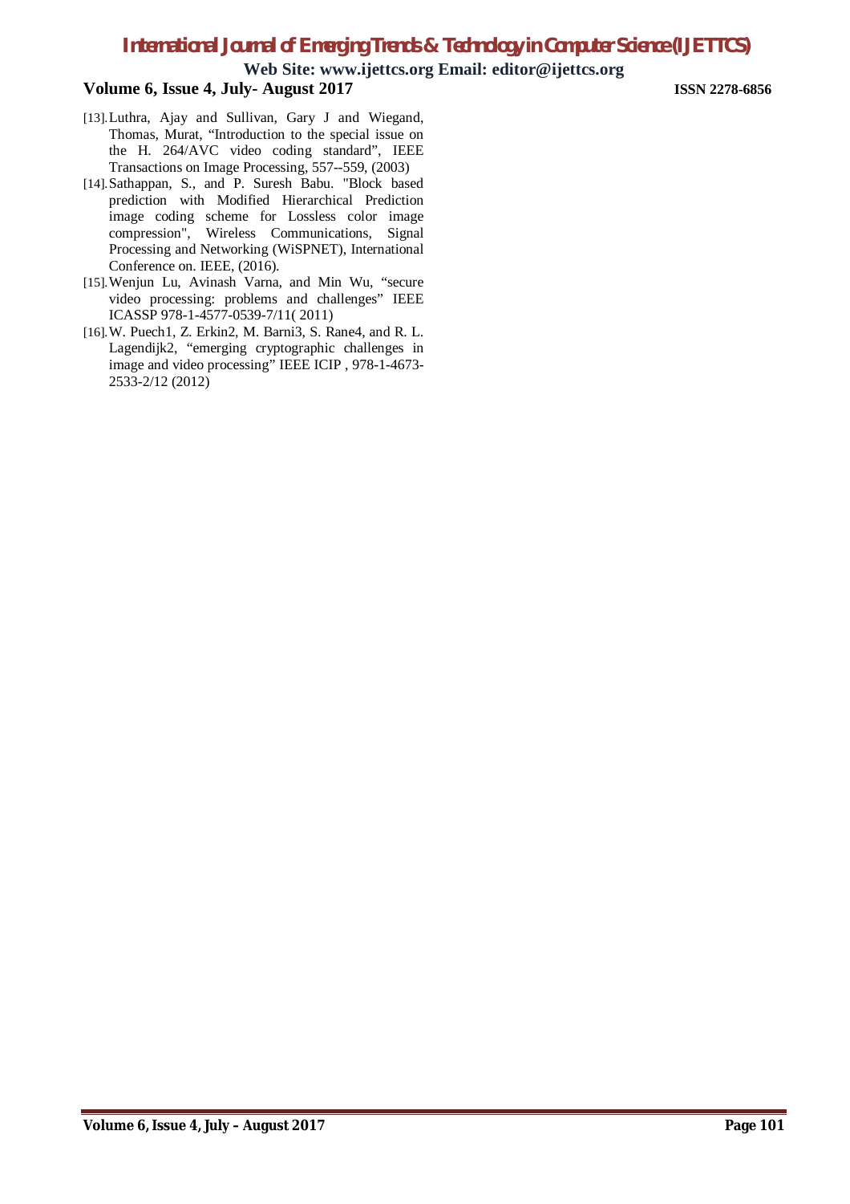[13]. Luthra, Ajay and Sullivan, Gary J and Wiegand, Thomas, Murat, "Introduction to the special issue on the H. 264/AVC video coding standard", IEEE Transactions on Image Processing, 557--559, (2003)

[14]. Sathappan, S., and P. Suresh Babu. "Block based prediction with Modified Hierarchical Prediction image coding scheme for Lossless color image compression", Wireless Communications, Signal Processing and Networking (WiSPNET), International Conference on. IEEE, (2016).

[15]. Wenjun Lu, Avinash Varna, and Min Wu, "secure video processing: problems and challenges" IEEE ICASSP 978-1-4577-0539-7/11( 2011)

[16]. W. Puech1, Z. Erkin2, M. Barni3, S. Rane4, and R. L. Lagendijk2, "emerging cryptographic challenges in image and video processing" IEEE ICIP , 978-1-4673-2533-2/12 (2012)